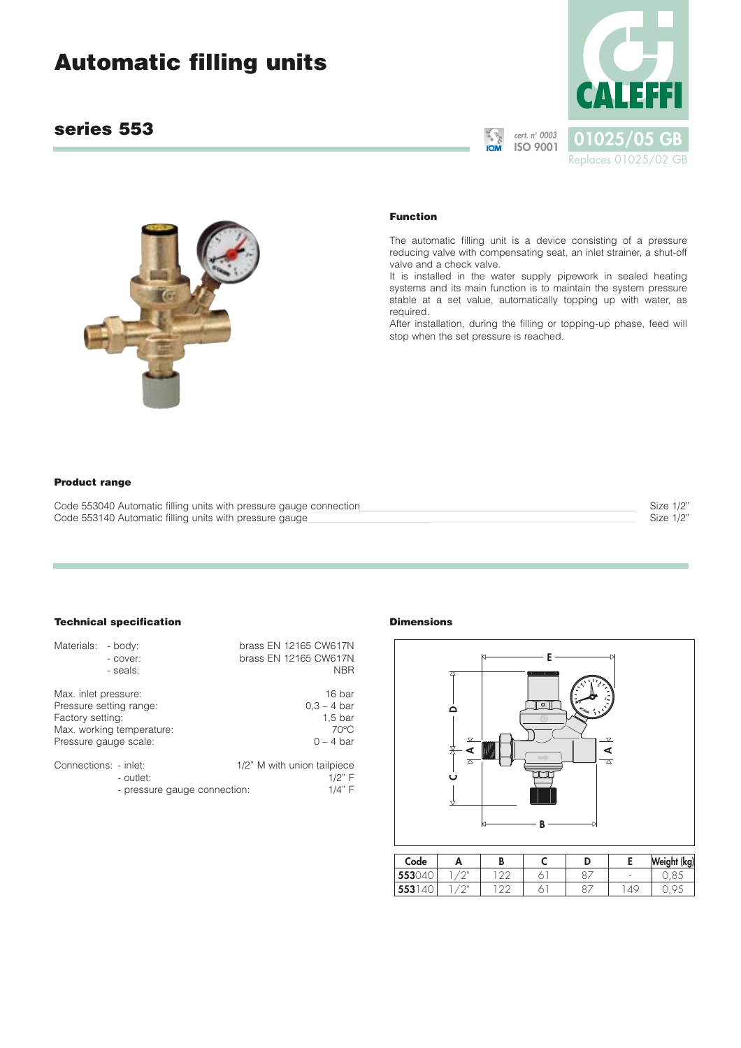# Automatic filling units

## series 553

cert. n° 0003
ISO 9001

01025/05 GB
Replaces 01025/02 GB

### Function

The automatic filling unit is a device consisting of a pressure reducing valve with compensating seat, an inlet strainer, a shut-off valve and a check valve.
It is installed in the water supply pipework in sealed heating systems and its main function is to maintain the system pressure stable at a set value, automatically topping up with water, as required.
After installation, during the filling or topping-up phase, feed will stop when the set pressure is reached.

### Product range

Code 553040 Automatic filling units with pressure gauge connection ______ Size 1/2"
Code 553140 Automatic filling units with pressure gauge ______ Size 1/2"

### Technical specification

Materials:
- body: brass EN 12165 CW617N
- cover: brass EN 12165 CW617N
- seals: NBR

Max. inlet pressure: 16 bar
Pressure setting range: 0,3 – 4 bar
Factory setting: 1,5 bar
Max. working temperature: 70°C
Pressure gauge scale: 0 – 4 bar

Connections:
- inlet: 1/2" M with union tailpiece
- outlet: 1/2" F
- pressure gauge connection: 1/4" F

### Dimensions

| Code | A | B | C | D | E | Weight (kg) |
|---|---|---|---|---|---|---|
| **553**040 | 1/2" | 122 | 61 | 87 | - | 0,85 |
| **553**140 | 1/2" | 122 | 61 | 87 | 149 | 0,95 |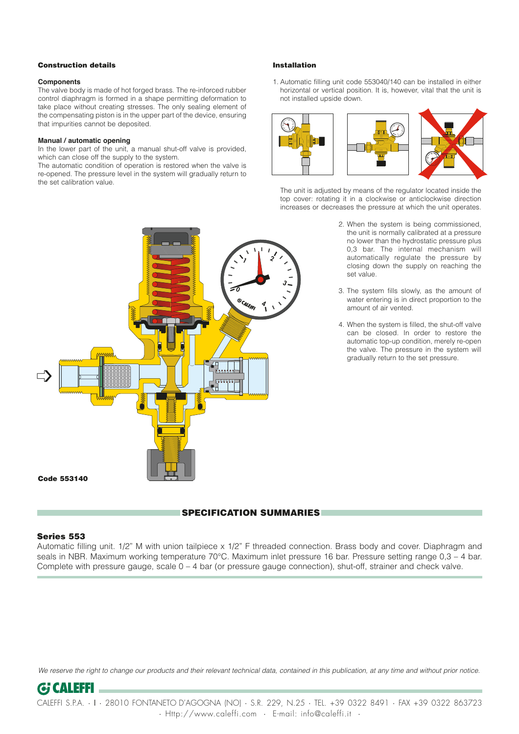## Construction details

### Components

The valve body is made of hot forged brass. The re-inforced rubber control diaphragm is formed in a shape permitting deformation to take place without creating stresses. The only sealing element of the compensating piston is in the upper part of the device, ensuring that impurities cannot be deposited.

### Manual / automatic opening

In the lower part of the unit, a manual shut-off valve is provided, which can close off the supply to the system.
The automatic condition of operation is restored when the valve is re-opened. The pressure level in the system will gradually return to the set calibration value.

**Code 553140**

## Installation

1. Automatic filling unit code 553040/140 can be installed in either horizontal or vertical position. It is, however, vital that the unit is not installed upside down.

   The unit is adjusted by means of the regulator located inside the top cover: rotating it in a clockwise or anticlockwise direction increases or decreases the pressure at which the unit operates.

2. When the system is being commissioned, the unit is normally calibrated at a pressure no lower than the hydrostatic pressure plus 0,3 bar. The internal mechanism will automatically regulate the pressure by closing down the supply on reaching the set value.

3. The system fills slowly, as the amount of water entering is in direct proportion to the amount of air vented.

4. When the system is filled, the shut-off valve can be closed. In order to restore the automatic top-up condition, merely re-open the valve. The pressure in the system will gradually return to the set pressure.

## SPECIFICATION SUMMARIES

### Series 553

Automatic filling unit. 1/2" M with union tailpiece x 1/2" F threaded connection. Brass body and cover. Diaphragm and seals in NBR. Maximum working temperature 70°C. Maximum inlet pressure 16 bar. Pressure setting range 0,3 – 4 bar. Complete with pressure gauge, scale 0 – 4 bar (or pressure gauge connection), shut-off, strainer and check valve.

*We reserve the right to change our products and their relevant technical data, contained in this publication, at any time and without prior notice.*

CALEFFI S.P.A. · I · 28010 FONTANETO D'AGOGNA (NO) · S.R. 229, N.25 · TEL. +39 0322 8491 · FAX +39 0322 863723
· Http://www.caleffi.com · E-mail: info@caleffi.it ·